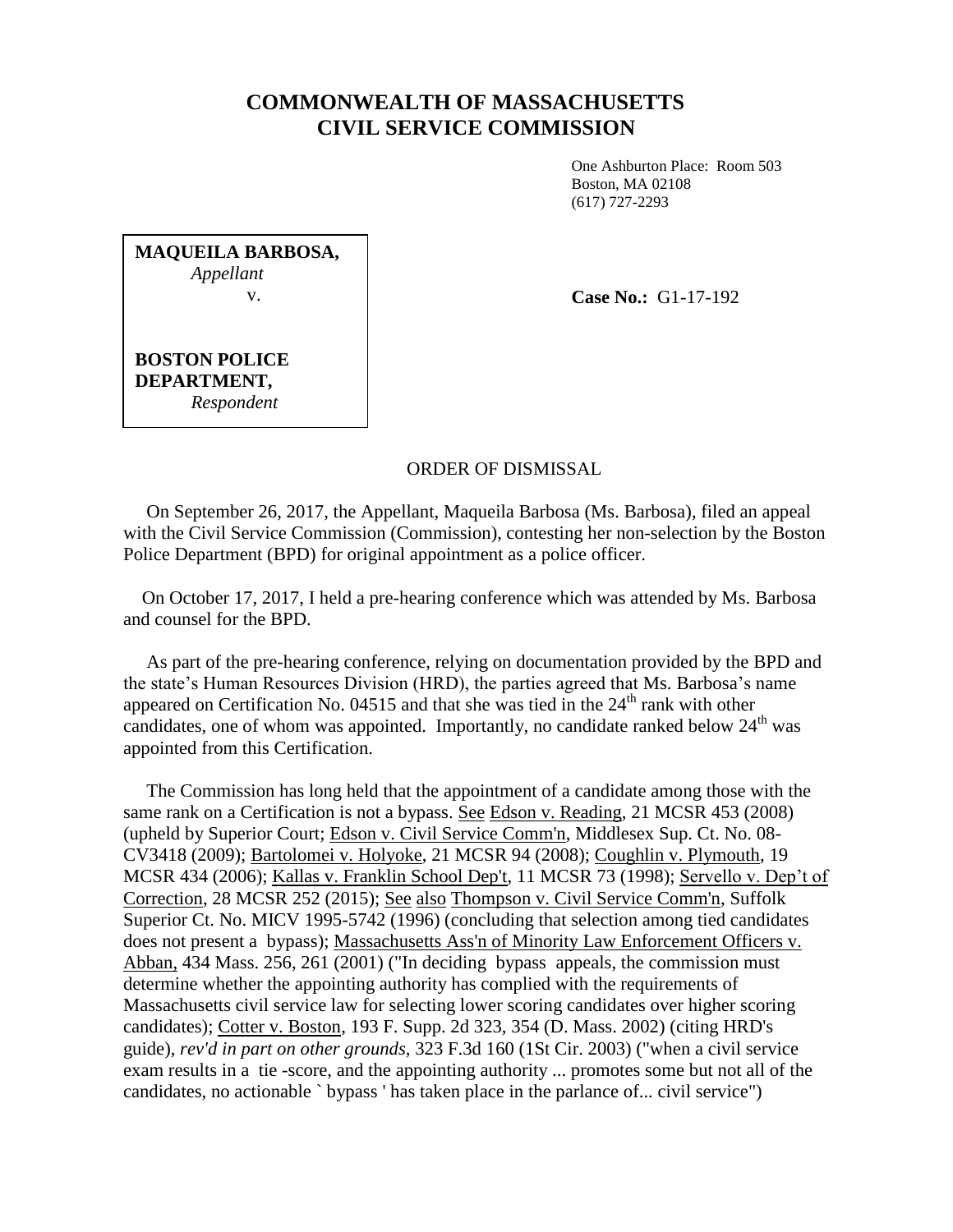# COMMONWEALTH OF MASSACHUSETTS
# CIVIL SERVICE COMMISSION

One Ashburton Place: Room 503
Boston, MA 02108
(617) 727-2293

**MAQUEILA BARBOSA,**
*Appellant*
v.

**BOSTON POLICE DEPARTMENT,**
*Respondent*

**Case No.:** G1-17-192

ORDER OF DISMISSAL

On September 26, 2017, the Appellant, Maqueila Barbosa (Ms. Barbosa), filed an appeal with the Civil Service Commission (Commission), contesting her non-selection by the Boston Police Department (BPD) for original appointment as a police officer.

On October 17, 2017, I held a pre-hearing conference which was attended by Ms. Barbosa and counsel for the BPD.

As part of the pre-hearing conference, relying on documentation provided by the BPD and the state's Human Resources Division (HRD), the parties agreed that Ms. Barbosa's name appeared on Certification No. 04515 and that she was tied in the 24th rank with other candidates, one of whom was appointed. Importantly, no candidate ranked below 24th was appointed from this Certification.

The Commission has long held that the appointment of a candidate among those with the same rank on a Certification is not a bypass. See Edson v. Reading, 21 MCSR 453 (2008) (upheld by Superior Court; Edson v. Civil Service Comm'n, Middlesex Sup. Ct. No. 08-CV3418 (2009); Bartolomei v. Holyoke, 21 MCSR 94 (2008); Coughlin v. Plymouth, 19 MCSR 434 (2006); Kallas v. Franklin School Dep't, 11 MCSR 73 (1998); Servello v. Dep't of Correction, 28 MCSR 252 (2015); See also Thompson v. Civil Service Comm'n, Suffolk Superior Ct. No. MICV 1995-5742 (1996) (concluding that selection among tied candidates does not present a bypass); Massachusetts Ass'n of Minority Law Enforcement Officers v. Abban, 434 Mass. 256, 261 (2001) ("In deciding bypass appeals, the commission must determine whether the appointing authority has complied with the requirements of Massachusetts civil service law for selecting lower scoring candidates over higher scoring candidates); Cotter v. Boston, 193 F. Supp. 2d 323, 354 (D. Mass. 2002) (citing HRD's guide), *rev'd in part on other grounds*, 323 F.3d 160 (1St Cir. 2003) ("when a civil service exam results in a tie -score, and the appointing authority ... promotes some but not all of the candidates, no actionable ` bypass ' has taken place in the parlance of... civil service")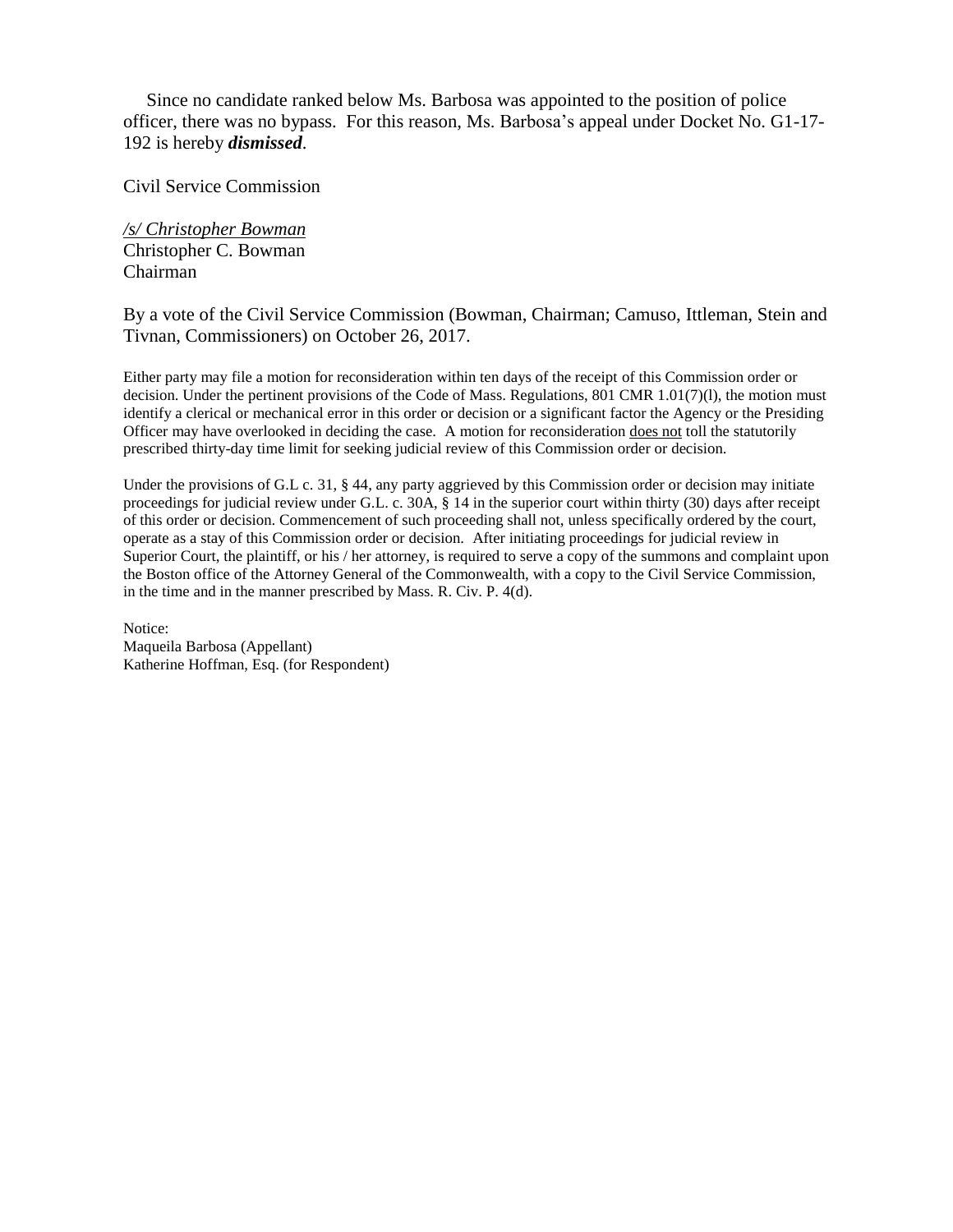Since no candidate ranked below Ms. Barbosa was appointed to the position of police officer, there was no bypass. For this reason, Ms. Barbosa's appeal under Docket No. G1-17-192 is hereby ***dismissed***.

Civil Service Commission

*/s/ Christopher Bowman*
Christopher C. Bowman
Chairman

By a vote of the Civil Service Commission (Bowman, Chairman; Camuso, Ittleman, Stein and Tivnan, Commissioners) on October 26, 2017.

Either party may file a motion for reconsideration within ten days of the receipt of this Commission order or decision. Under the pertinent provisions of the Code of Mass. Regulations, 801 CMR 1.01(7)(l), the motion must identify a clerical or mechanical error in this order or decision or a significant factor the Agency or the Presiding Officer may have overlooked in deciding the case. A motion for reconsideration does not toll the statutorily prescribed thirty-day time limit for seeking judicial review of this Commission order or decision.

Under the provisions of G.L c. 31, § 44, any party aggrieved by this Commission order or decision may initiate proceedings for judicial review under G.L. c. 30A, § 14 in the superior court within thirty (30) days after receipt of this order or decision. Commencement of such proceeding shall not, unless specifically ordered by the court, operate as a stay of this Commission order or decision. After initiating proceedings for judicial review in Superior Court, the plaintiff, or his / her attorney, is required to serve a copy of the summons and complaint upon the Boston office of the Attorney General of the Commonwealth, with a copy to the Civil Service Commission, in the time and in the manner prescribed by Mass. R. Civ. P. 4(d).

Notice:
Maqueila Barbosa (Appellant)
Katherine Hoffman, Esq. (for Respondent)